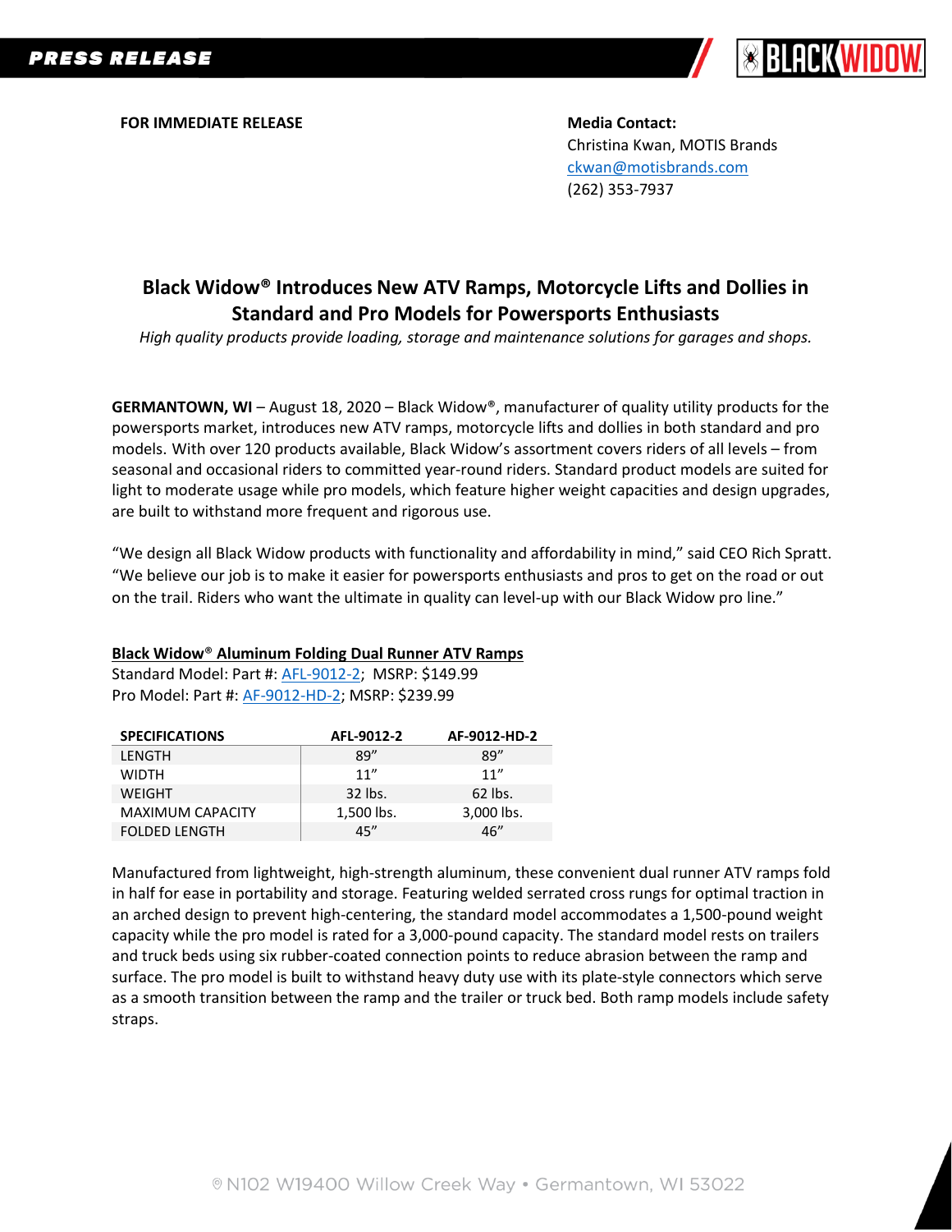**PRESS RELEASE**

**FOR IMMEDIATE RELEASE**

**Media Contact:**
Christina Kwan, MOTIS Brands
ckwan@motisbrands.com
(262) 353-7937

# Black Widow® Introduces New ATV Ramps, Motorcycle Lifts and Dollies in Standard and Pro Models for Powersports Enthusiasts

*High quality products provide loading, storage and maintenance solutions for garages and shops.*

**GERMANTOWN, WI** – August 18, 2020 – Black Widow®, manufacturer of quality utility products for the powersports market, introduces new ATV ramps, motorcycle lifts and dollies in both standard and pro models. With over 120 products available, Black Widow's assortment covers riders of all levels – from seasonal and occasional riders to committed year-round riders. Standard product models are suited for light to moderate usage while pro models, which feature higher weight capacities and design upgrades, are built to withstand more frequent and rigorous use.

"We design all Black Widow products with functionality and affordability in mind," said CEO Rich Spratt. "We believe our job is to make it easier for powersports enthusiasts and pros to get on the road or out on the trail. Riders who want the ultimate in quality can level-up with our Black Widow pro line."

**Black Widow® Aluminum Folding Dual Runner ATV Ramps**
Standard Model: Part #: AFL-9012-2; MSRP: $149.99
Pro Model: Part #: AF-9012-HD-2; MSRP: $239.99

| SPECIFICATIONS | AFL-9012-2 | AF-9012-HD-2 |
|---|---|---|
| LENGTH | 89" | 89" |
| WIDTH | 11" | 11" |
| WEIGHT | 32 lbs. | 62 lbs. |
| MAXIMUM CAPACITY | 1,500 lbs. | 3,000 lbs. |
| FOLDED LENGTH | 45" | 46" |

Manufactured from lightweight, high-strength aluminum, these convenient dual runner ATV ramps fold in half for ease in portability and storage. Featuring welded serrated cross rungs for optimal traction in an arched design to prevent high-centering, the standard model accommodates a 1,500-pound weight capacity while the pro model is rated for a 3,000-pound capacity. The standard model rests on trailers and truck beds using six rubber-coated connection points to reduce abrasion between the ramp and surface. The pro model is built to withstand heavy duty use with its plate-style connectors which serve as a smooth transition between the ramp and the trailer or truck bed. Both ramp models include safety straps.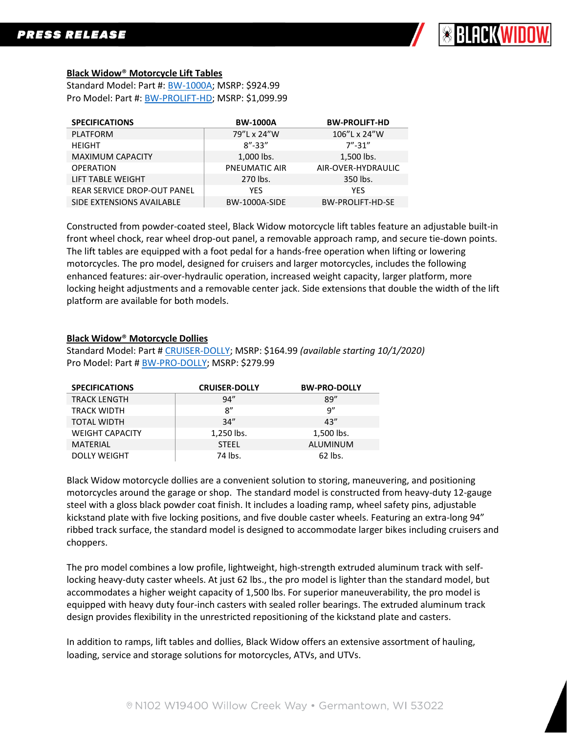**Black Widow® Motorcycle Lift Tables**

Standard Model: Part #: BW-1000A; MSRP: $924.99
Pro Model: Part #: BW-PROLIFT-HD; MSRP: $1,099.99

| SPECIFICATIONS | BW-1000A | BW-PROLIFT-HD |
|---|---|---|
| PLATFORM | 79"L x 24"W | 106"L x 24"W |
| HEIGHT | 8"-33" | 7"-31" |
| MAXIMUM CAPACITY | 1,000 lbs. | 1,500 lbs. |
| OPERATION | PNEUMATIC AIR | AIR-OVER-HYDRAULIC |
| LIFT TABLE WEIGHT | 270 lbs. | 350 lbs. |
| REAR SERVICE DROP-OUT PANEL | YES | YES |
| SIDE EXTENSIONS AVAILABLE | BW-1000A-SIDE | BW-PROLIFT-HD-SE |

Constructed from powder-coated steel, Black Widow motorcycle lift tables feature an adjustable built-in front wheel chock, rear wheel drop-out panel, a removable approach ramp, and secure tie-down points. The lift tables are equipped with a foot pedal for a hands-free operation when lifting or lowering motorcycles. The pro model, designed for cruisers and larger motorcycles, includes the following enhanced features: air-over-hydraulic operation, increased weight capacity, larger platform, more locking height adjustments and a removable center jack. Side extensions that double the width of the lift platform are available for both models.

**Black Widow® Motorcycle Dollies**

Standard Model: Part # CRUISER-DOLLY; MSRP: $164.99 *(available starting 10/1/2020)*
Pro Model: Part # BW-PRO-DOLLY; MSRP: $279.99

| SPECIFICATIONS | CRUISER-DOLLY | BW-PRO-DOLLY |
|---|---|---|
| TRACK LENGTH | 94" | 89" |
| TRACK WIDTH | 8" | 9" |
| TOTAL WIDTH | 34" | 43" |
| WEIGHT CAPACITY | 1,250 lbs. | 1,500 lbs. |
| MATERIAL | STEEL | ALUMINUM |
| DOLLY WEIGHT | 74 lbs. | 62 lbs. |

Black Widow motorcycle dollies are a convenient solution to storing, maneuvering, and positioning motorcycles around the garage or shop. The standard model is constructed from heavy-duty 12-gauge steel with a gloss black powder coat finish. It includes a loading ramp, wheel safety pins, adjustable kickstand plate with five locking positions, and five double caster wheels. Featuring an extra-long 94" ribbed track surface, the standard model is designed to accommodate larger bikes including cruisers and choppers.

The pro model combines a low profile, lightweight, high-strength extruded aluminum track with self-locking heavy-duty caster wheels. At just 62 lbs., the pro model is lighter than the standard model, but accommodates a higher weight capacity of 1,500 lbs. For superior maneuverability, the pro model is equipped with heavy duty four-inch casters with sealed roller bearings. The extruded aluminum track design provides flexibility in the unrestricted repositioning of the kickstand plate and casters.

In addition to ramps, lift tables and dollies, Black Widow offers an extensive assortment of hauling, loading, service and storage solutions for motorcycles, ATVs, and UTVs.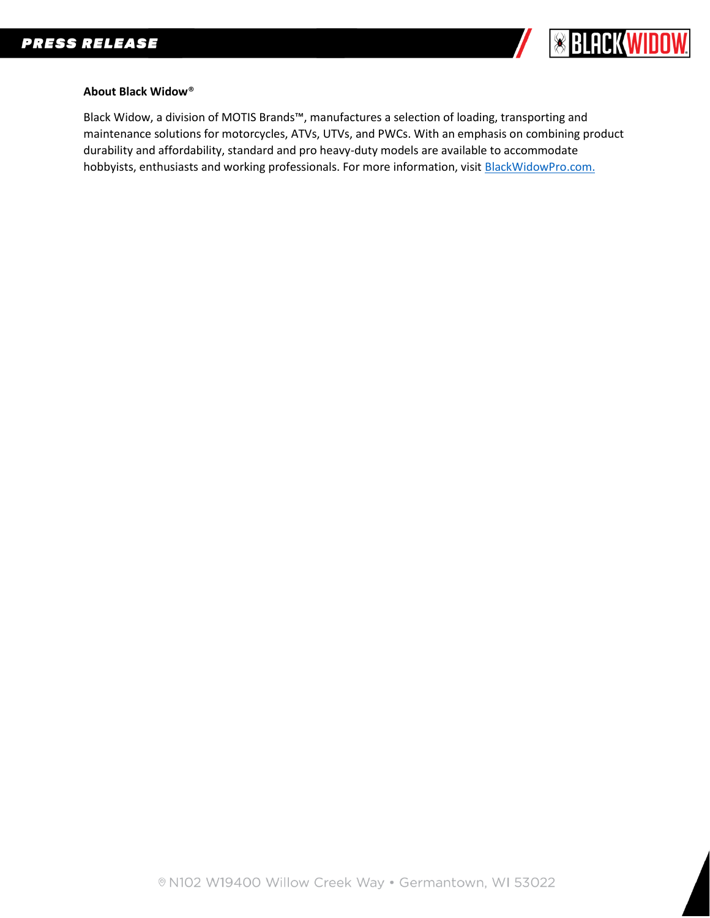**About Black Widow®**

Black Widow, a division of MOTIS Brands™, manufactures a selection of loading, transporting and maintenance solutions for motorcycles, ATVs, UTVs, and PWCs. With an emphasis on combining product durability and affordability, standard and pro heavy-duty models are available to accommodate hobbyists, enthusiasts and working professionals. For more information, visit BlackWidowPro.com.